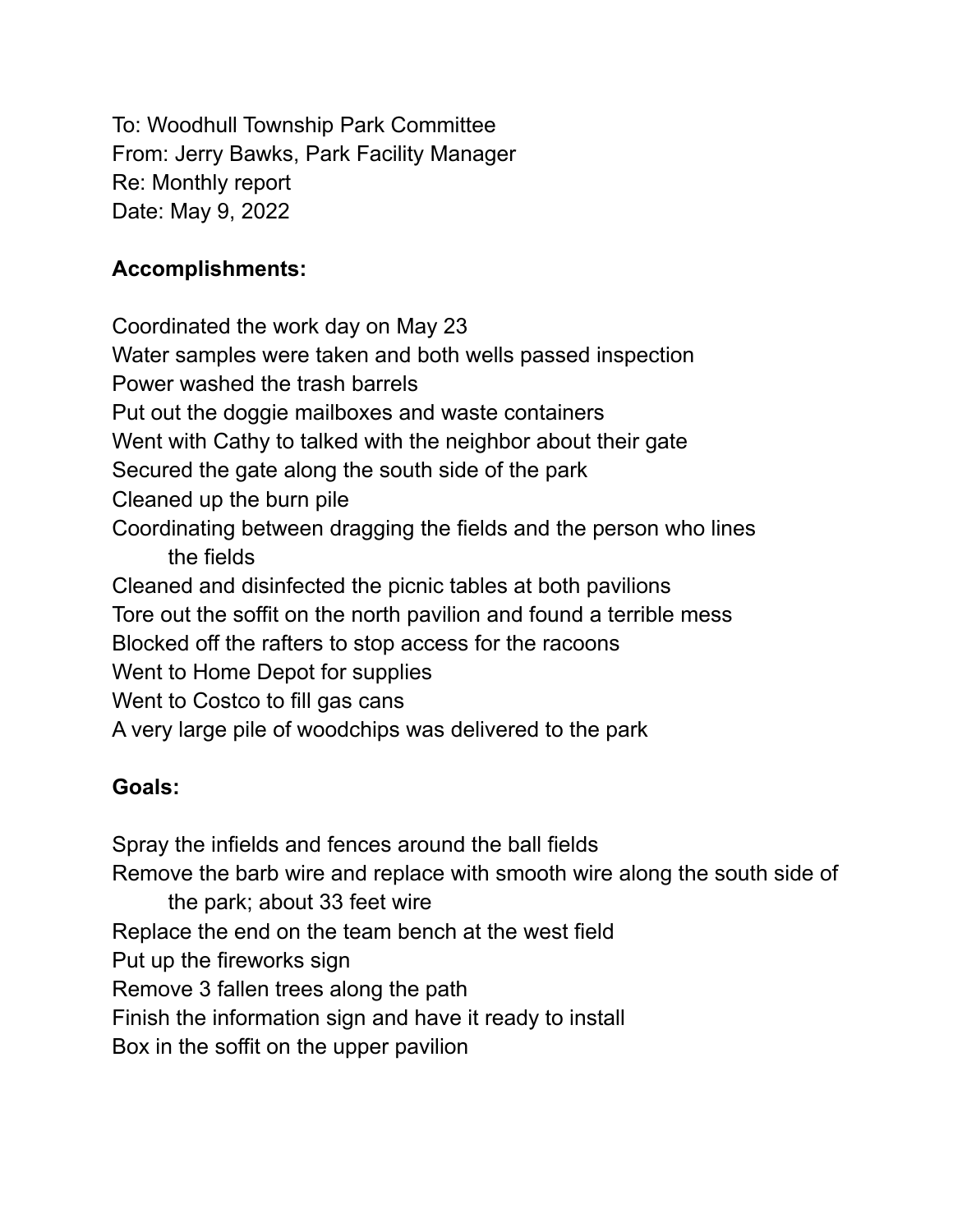To: Woodhull Township Park Committee
From: Jerry Bawks, Park Facility Manager
Re: Monthly report
Date: May 9, 2022

**Accomplishments:**

Coordinated the work day on May 23
Water samples were taken and both wells passed inspection
Power washed the trash barrels
Put out the doggie mailboxes and waste containers
Went with Cathy to talked with the neighbor about their gate
Secured the gate along the south side of the park
Cleaned up the burn pile
Coordinating between dragging the fields and the person who lines the fields
Cleaned and disinfected the picnic tables at both pavilions
Tore out the soffit on the north pavilion and found a terrible mess
Blocked off the rafters to stop access for the racoons
Went to Home Depot for supplies
Went to Costco to fill gas cans
A very large pile of woodchips was delivered to the park

**Goals:**

Spray the infields and fences around the ball fields
Remove the barb wire and replace with smooth wire along the south side of the park; about 33 feet wire
Replace the end on the team bench at the west field
Put up the fireworks sign
Remove 3 fallen trees along the path
Finish the information sign and have it ready to install
Box in the soffit on the upper pavilion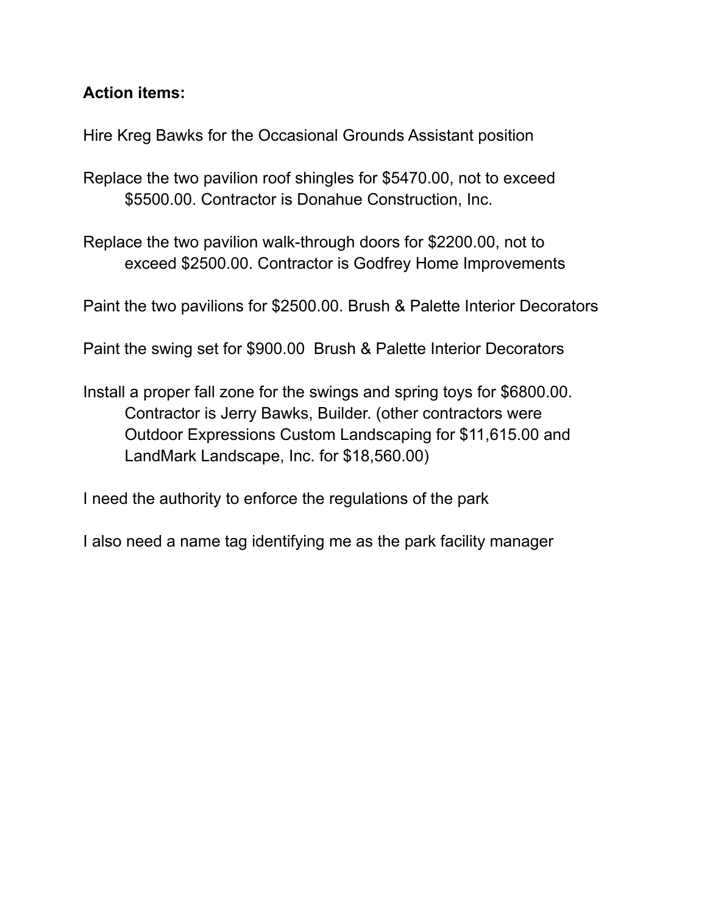**Action items:**

Hire Kreg Bawks for the Occasional Grounds Assistant position

Replace the two pavilion roof shingles for $5470.00, not to exceed $5500.00. Contractor is Donahue Construction, Inc.

Replace the two pavilion walk-through doors for $2200.00, not to exceed $2500.00. Contractor is Godfrey Home Improvements

Paint the two pavilions for $2500.00. Brush & Palette Interior Decorators

Paint the swing set for $900.00  Brush & Palette Interior Decorators

Install a proper fall zone for the swings and spring toys for $6800.00. Contractor is Jerry Bawks, Builder. (other contractors were Outdoor Expressions Custom Landscaping for $11,615.00 and LandMark Landscape, Inc. for $18,560.00)

I need the authority to enforce the regulations of the park

I also need a name tag identifying me as the park facility manager